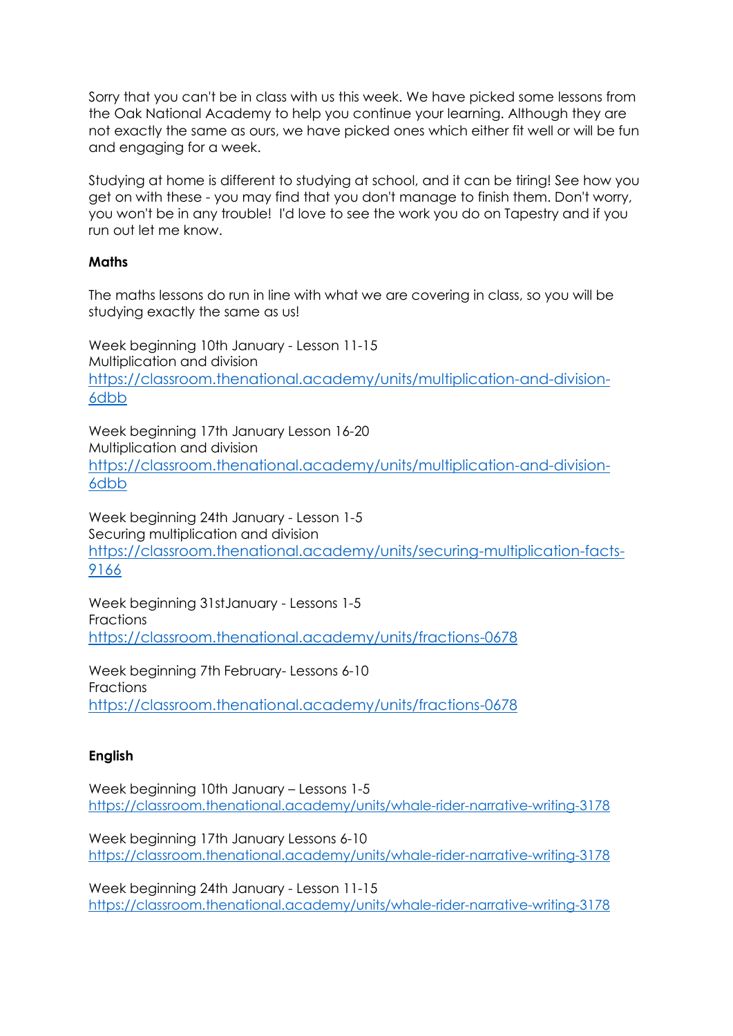Sorry that you can't be in class with us this week. We have picked some lessons from the Oak National Academy to help you continue your learning. Although they are not exactly the same as ours, we have picked ones which either fit well or will be fun and engaging for a week.

Studying at home is different to studying at school, and it can be tiring! See how you get on with these - you may find that you don't manage to finish them. Don't worry, you won't be in any trouble! I'd love to see the work you do on Tapestry and if you run out let me know.

**Maths**

The maths lessons do run in line with what we are covering in class, so you will be studying exactly the same as us!

Week beginning 10th January - Lesson 11-15
Multiplication and division
https://classroom.thenational.academy/units/multiplication-and-division-6dbb

Week beginning 17th January Lesson 16-20
Multiplication and division
https://classroom.thenational.academy/units/multiplication-and-division-6dbb

Week beginning 24th January - Lesson 1-5
Securing multiplication and division
https://classroom.thenational.academy/units/securing-multiplication-facts-9166

Week beginning 31stJanuary - Lessons 1-5
Fractions
https://classroom.thenational.academy/units/fractions-0678

Week beginning 7th February- Lessons 6-10
Fractions
https://classroom.thenational.academy/units/fractions-0678

**English**

Week beginning 10th January – Lessons 1-5
https://classroom.thenational.academy/units/whale-rider-narrative-writing-3178

Week beginning 17th January Lessons 6-10
https://classroom.thenational.academy/units/whale-rider-narrative-writing-3178

Week beginning 24th January - Lesson 11-15
https://classroom.thenational.academy/units/whale-rider-narrative-writing-3178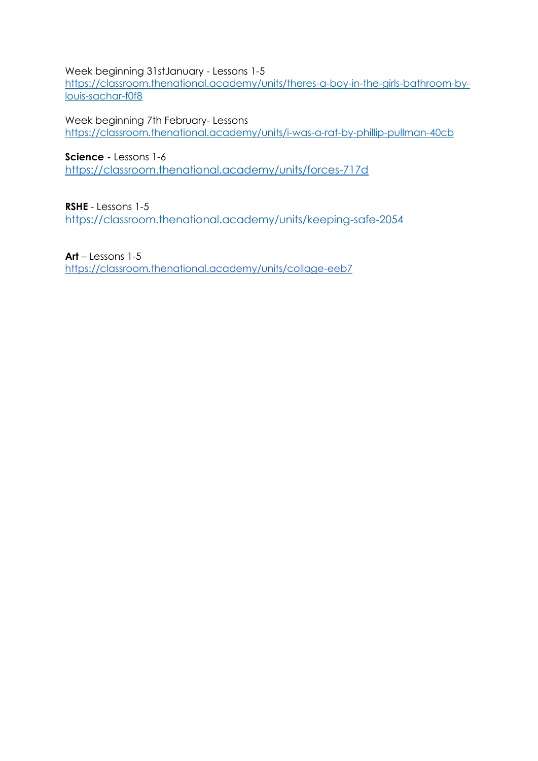Week beginning 31stJanuary - Lessons 1-5
https://classroom.thenational.academy/units/theres-a-boy-in-the-girls-bathroom-by-louis-sachar-f0f8

Week beginning 7th February- Lessons
https://classroom.thenational.academy/units/i-was-a-rat-by-phillip-pullman-40cb

**Science -** Lessons 1-6
https://classroom.thenational.academy/units/forces-717d

**RSHE** - Lessons 1-5
https://classroom.thenational.academy/units/keeping-safe-2054

**Art** – Lessons 1-5
https://classroom.thenational.academy/units/collage-eeb7